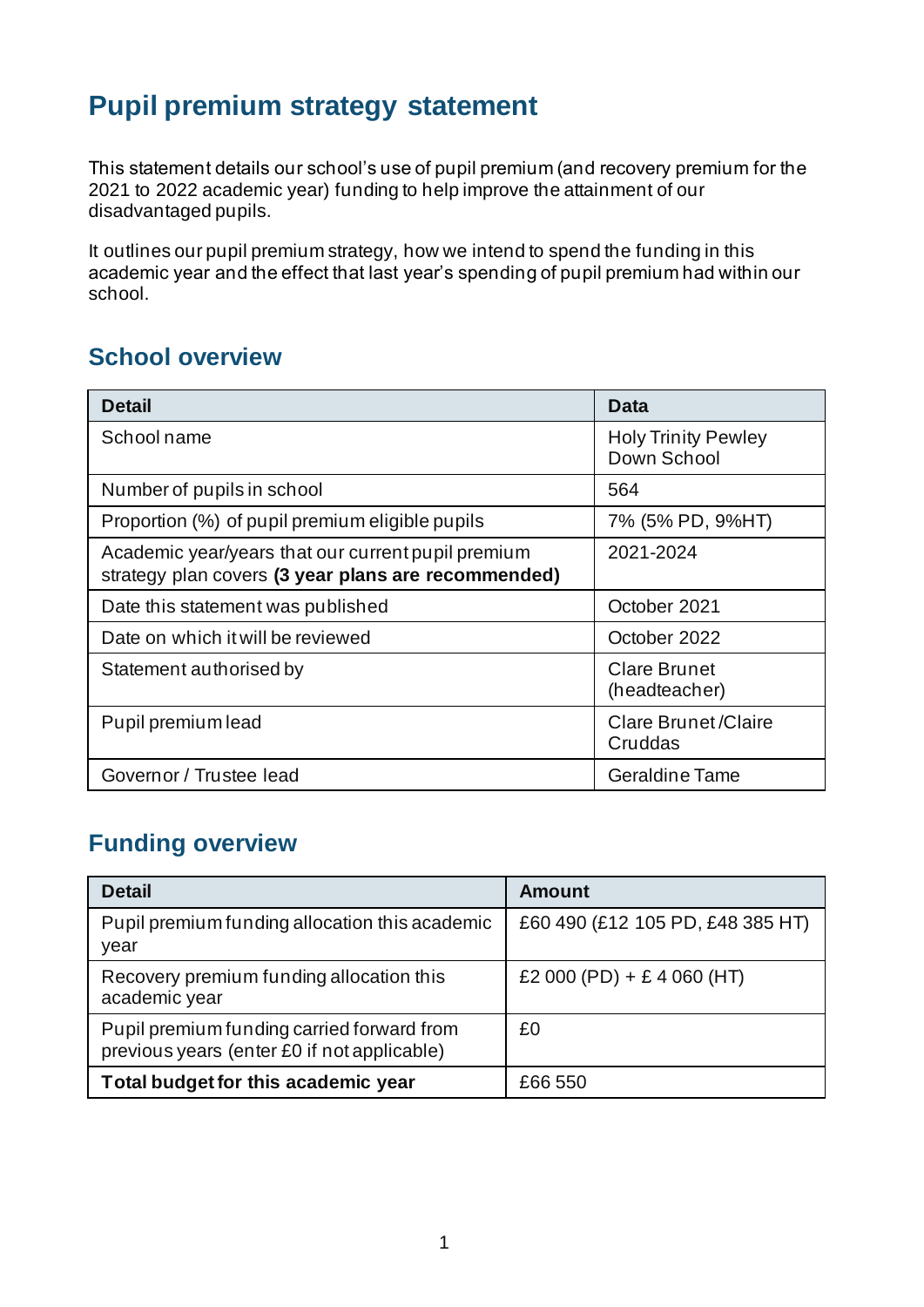# Pupil premium strategy statement

This statement details our school's use of pupil premium (and recovery premium for the 2021 to 2022 academic year) funding to help improve the attainment of our disadvantaged pupils.

It outlines our pupil premium strategy, how we intend to spend the funding in this academic year and the effect that last year's spending of pupil premium had within our school.

## School overview

| Detail | Data |
|---|---|
| School name | Holy Trinity Pewley Down School |
| Number of pupils in school | 564 |
| Proportion (%) of pupil premium eligible pupils | 7% (5% PD, 9%HT) |
| Academic year/years that our current pupil premium strategy plan covers **(3 year plans are recommended)** | 2021-2024 |
| Date this statement was published | October 2021 |
| Date on which it will be reviewed | October 2022 |
| Statement authorised by | Clare Brunet (headteacher) |
| Pupil premium lead | Clare Brunet /Claire Cruddas |
| Governor / Trustee lead | Geraldine Tame |

## Funding overview

| Detail | Amount |
|---|---|
| Pupil premium funding allocation this academic year | £60 490 (£12 105 PD, £48 385 HT) |
| Recovery premium funding allocation this academic year | £2 000 (PD) + £ 4 060 (HT) |
| Pupil premium funding carried forward from previous years (enter £0 if not applicable) | £0 |
| **Total budget for this academic year** | £66 550 |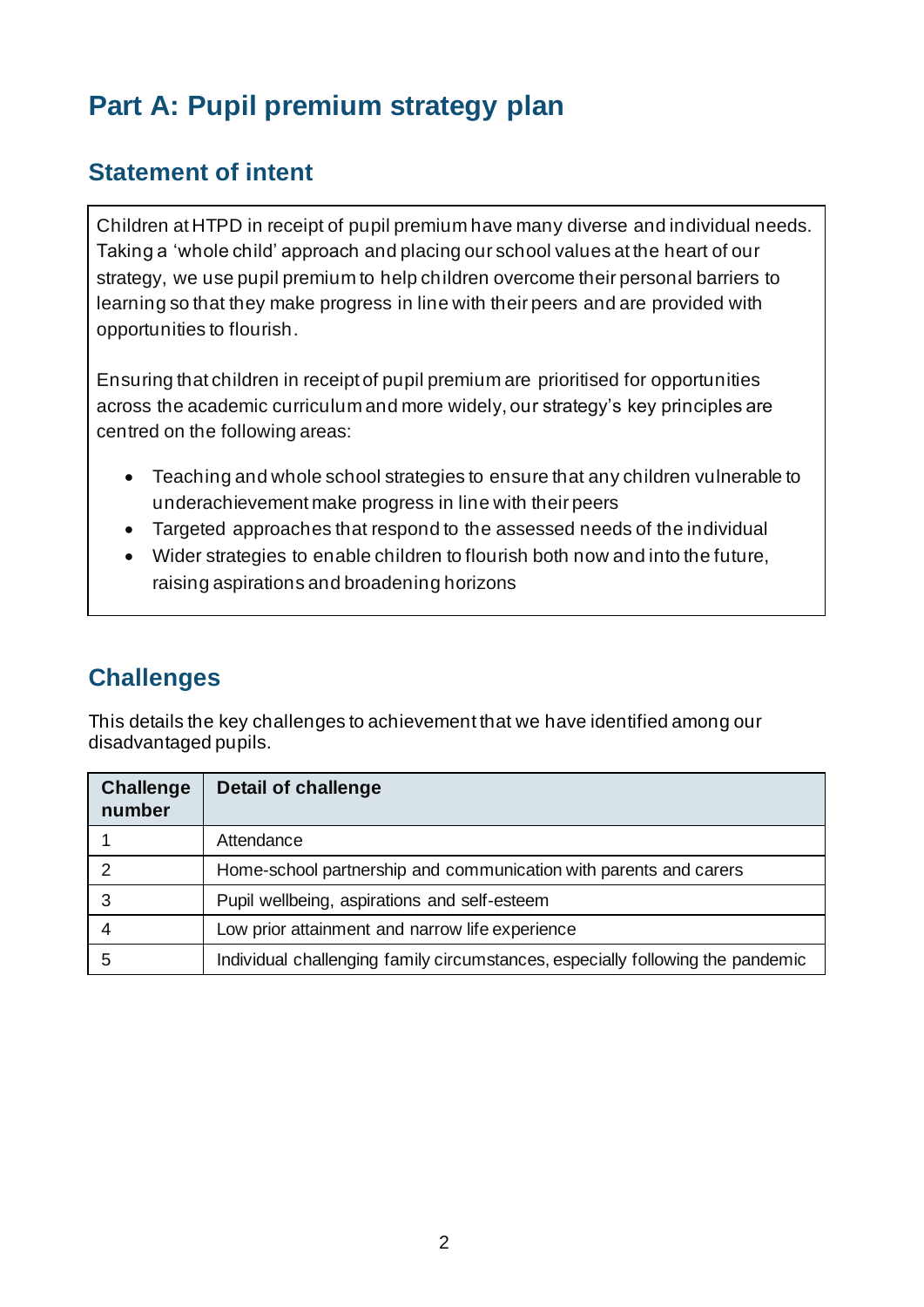# Part A: Pupil premium strategy plan

## Statement of intent

Children at HTPD in receipt of pupil premium have many diverse and individual needs. Taking a 'whole child' approach and placing our school values at the heart of our strategy, we use pupil premium to help children overcome their personal barriers to learning so that they make progress in line with their peers and are provided with opportunities to flourish.

Ensuring that children in receipt of pupil premium are prioritised for opportunities across the academic curriculum and more widely, our strategy's key principles are centred on the following areas:

- Teaching and whole school strategies to ensure that any children vulnerable to underachievement make progress in line with their peers
- Targeted approaches that respond to the assessed needs of the individual
- Wider strategies to enable children to flourish both now and into the future, raising aspirations and broadening horizons

## Challenges

This details the key challenges to achievement that we have identified among our disadvantaged pupils.

| Challenge number | Detail of challenge |
|---|---|
| 1 | Attendance |
| 2 | Home-school partnership and communication with parents and carers |
| 3 | Pupil wellbeing, aspirations and self-esteem |
| 4 | Low prior attainment and narrow life experience |
| 5 | Individual challenging family circumstances, especially following the pandemic |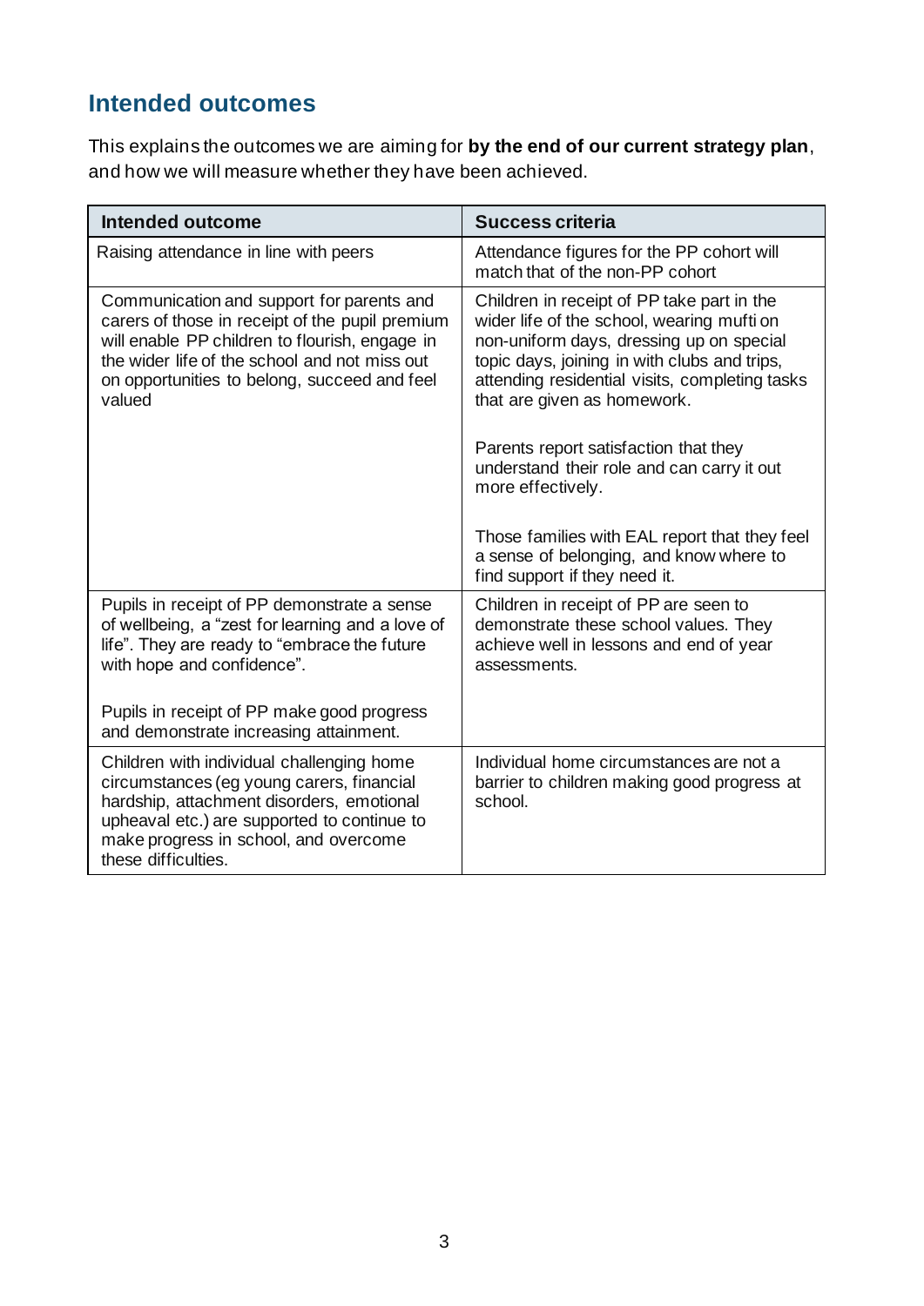## Intended outcomes

This explains the outcomes we are aiming for **by the end of our current strategy plan**, and how we will measure whether they have been achieved.

| Intended outcome | Success criteria |
|---|---|
| Raising attendance in line with peers | Attendance figures for the PP cohort will match that of the non-PP cohort |
| Communication and support for parents and carers of those in receipt of the pupil premium will enable PP children to flourish, engage in the wider life of the school and not miss out on opportunities to belong, succeed and feel valued | Children in receipt of PP take part in the wider life of the school, wearing mufti on non-uniform days, dressing up on special topic days, joining in with clubs and trips, attending residential visits, completing tasks that are given as homework.<br><br>Parents report satisfaction that they understand their role and can carry it out more effectively.<br><br>Those families with EAL report that they feel a sense of belonging, and know where to find support if they need it. |
| Pupils in receipt of PP demonstrate a sense of wellbeing, a "zest for learning and a love of life". They are ready to "embrace the future with hope and confidence".<br><br>Pupils in receipt of PP make good progress and demonstrate increasing attainment. | Children in receipt of PP are seen to demonstrate these school values. They achieve well in lessons and end of year assessments. |
| Children with individual challenging home circumstances (eg young carers, financial hardship, attachment disorders, emotional upheaval etc.) are supported to continue to make progress in school, and overcome these difficulties. | Individual home circumstances are not a barrier to children making good progress at school. |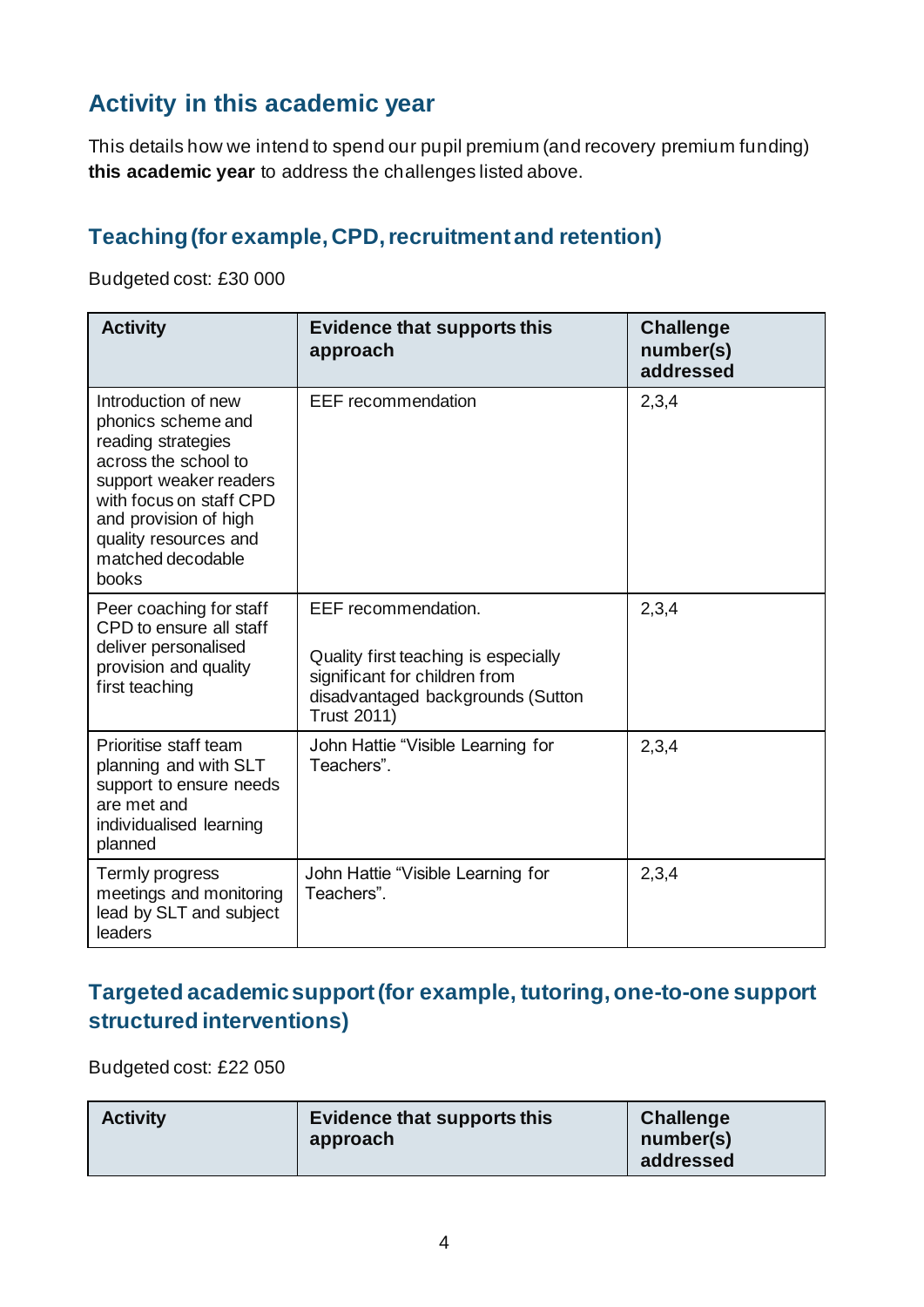## Activity in this academic year

This details how we intend to spend our pupil premium (and recovery premium funding) **this academic year** to address the challenges listed above.

### Teaching (for example, CPD, recruitment and retention)

Budgeted cost: £30 000

| Activity | Evidence that supports this approach | Challenge number(s) addressed |
|---|---|---|
| Introduction of new phonics scheme and reading strategies across the school to support weaker readers with focus on staff CPD and provision of high quality resources and matched decodable books | EEF recommendation | 2,3,4 |
| Peer coaching for staff CPD to ensure all staff deliver personalised provision and quality first teaching | EEF recommendation.<br><br>Quality first teaching is especially significant for children from disadvantaged backgrounds (Sutton Trust 2011) | 2,3,4 |
| Prioritise staff team planning and with SLT support to ensure needs are met and individualised learning planned | John Hattie "Visible Learning for Teachers". | 2,3,4 |
| Termly progress meetings and monitoring lead by SLT and subject leaders | John Hattie "Visible Learning for Teachers". | 2,3,4 |

### Targeted academic support (for example, tutoring, one-to-one support structured interventions)

Budgeted cost: £22 050

| Activity | Evidence that supports this approach | Challenge number(s) addressed |
|---|---|---|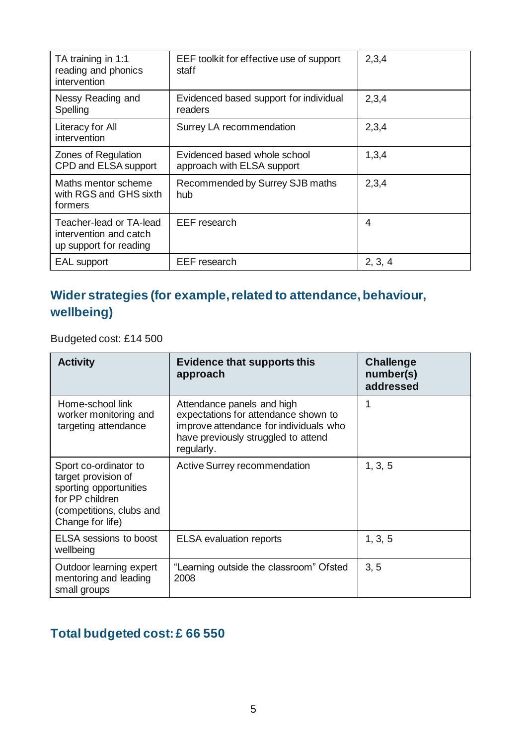| TA training in 1:1 reading and phonics intervention | EEF toolkit for effective use of support staff | 2,3,4 |
|---|---|---|
| Nessy Reading and Spelling | Evidenced based support for individual readers | 2,3,4 |
| Literacy for All intervention | Surrey LA recommendation | 2,3,4 |
| Zones of Regulation CPD and ELSA support | Evidenced based whole school approach with ELSA support | 1,3,4 |
| Maths mentor scheme with RGS and GHS sixth formers | Recommended by Surrey SJB maths hub | 2,3,4 |
| Teacher-lead or TA-lead intervention and catch up support for reading | EEF research | 4 |
| EAL support | EEF research | 2, 3, 4 |

## Wider strategies (for example, related to attendance, behaviour, wellbeing)

Budgeted cost: £14 500

| Activity | Evidence that supports this approach | Challenge number(s) addressed |
|---|---|---|
| Home-school link worker monitoring and targeting attendance | Attendance panels and high expectations for attendance shown to improve attendance for individuals who have previously struggled to attend regularly. | 1 |
| Sport co-ordinator to target provision of sporting opportunities for PP children (competitions, clubs and Change for life) | Active Surrey recommendation | 1, 3, 5 |
| ELSA sessions to boost wellbeing | ELSA evaluation reports | 1, 3, 5 |
| Outdoor learning expert mentoring and leading small groups | "Learning outside the classroom" Ofsted 2008 | 3, 5 |

## Total budgeted cost: £ 66 550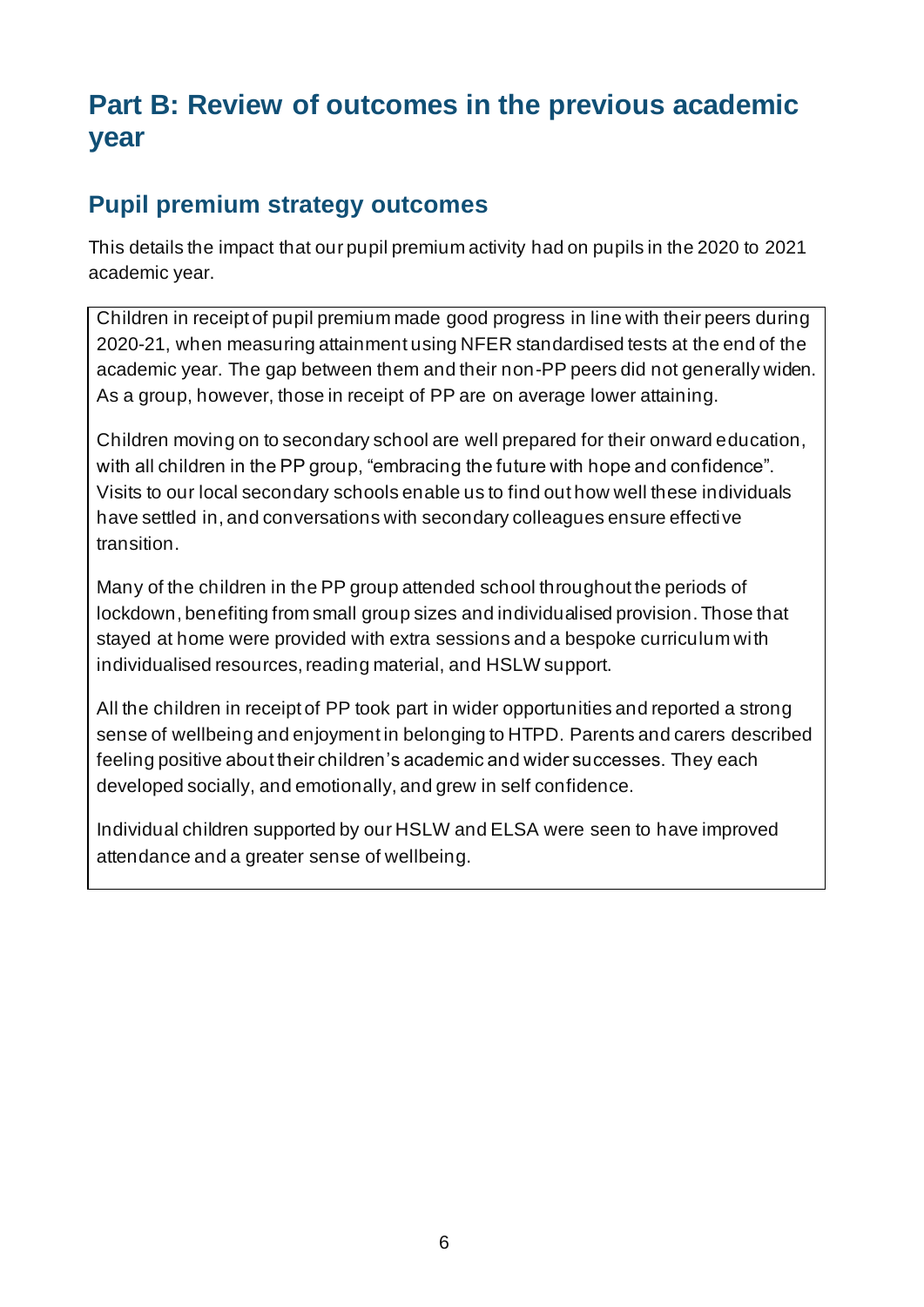# Part B: Review of outcomes in the previous academic year

## Pupil premium strategy outcomes

This details the impact that our pupil premium activity had on pupils in the 2020 to 2021 academic year.

Children in receipt of pupil premium made good progress in line with their peers during 2020-21, when measuring attainment using NFER standardised tests at the end of the academic year. The gap between them and their non-PP peers did not generally widen. As a group, however, those in receipt of PP are on average lower attaining.

Children moving on to secondary school are well prepared for their onward education, with all children in the PP group, "embracing the future with hope and confidence". Visits to our local secondary schools enable us to find out how well these individuals have settled in, and conversations with secondary colleagues ensure effective transition.

Many of the children in the PP group attended school throughout the periods of lockdown, benefiting from small group sizes and individualised provision. Those that stayed at home were provided with extra sessions and a bespoke curriculum with individualised resources, reading material, and HSLW support.

All the children in receipt of PP took part in wider opportunities and reported a strong sense of wellbeing and enjoyment in belonging to HTPD. Parents and carers described feeling positive about their children's academic and wider successes. They each developed socially, and emotionally, and grew in self confidence.

Individual children supported by our HSLW and ELSA were seen to have improved attendance and a greater sense of wellbeing.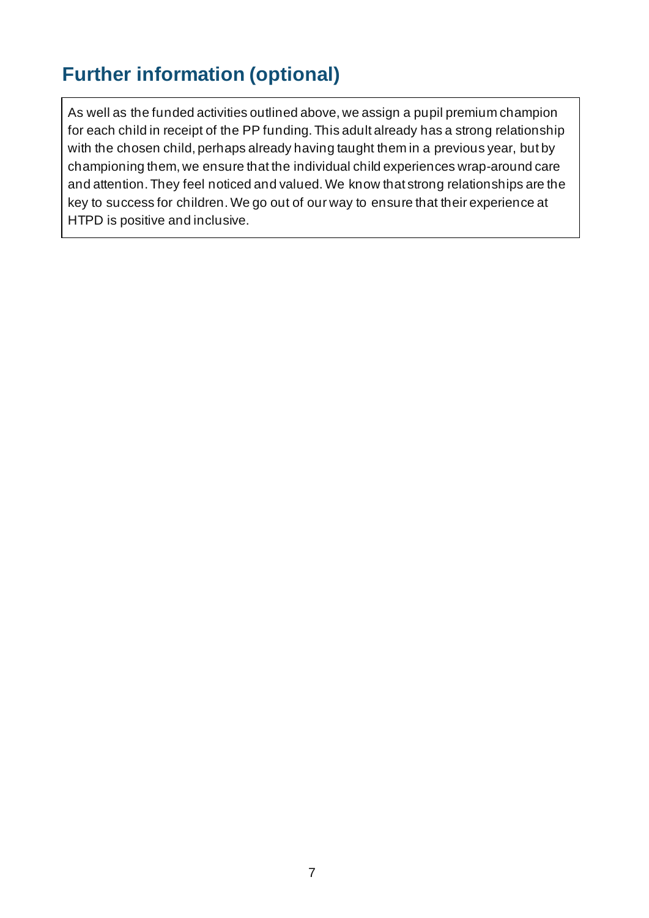## Further information (optional)

As well as the funded activities outlined above, we assign a pupil premium champion for each child in receipt of the PP funding. This adult already has a strong relationship with the chosen child, perhaps already having taught them in a previous year, but by championing them, we ensure that the individual child experiences wrap-around care and attention. They feel noticed and valued. We know that strong relationships are the key to success for children. We go out of our way to ensure that their experience at HTPD is positive and inclusive.